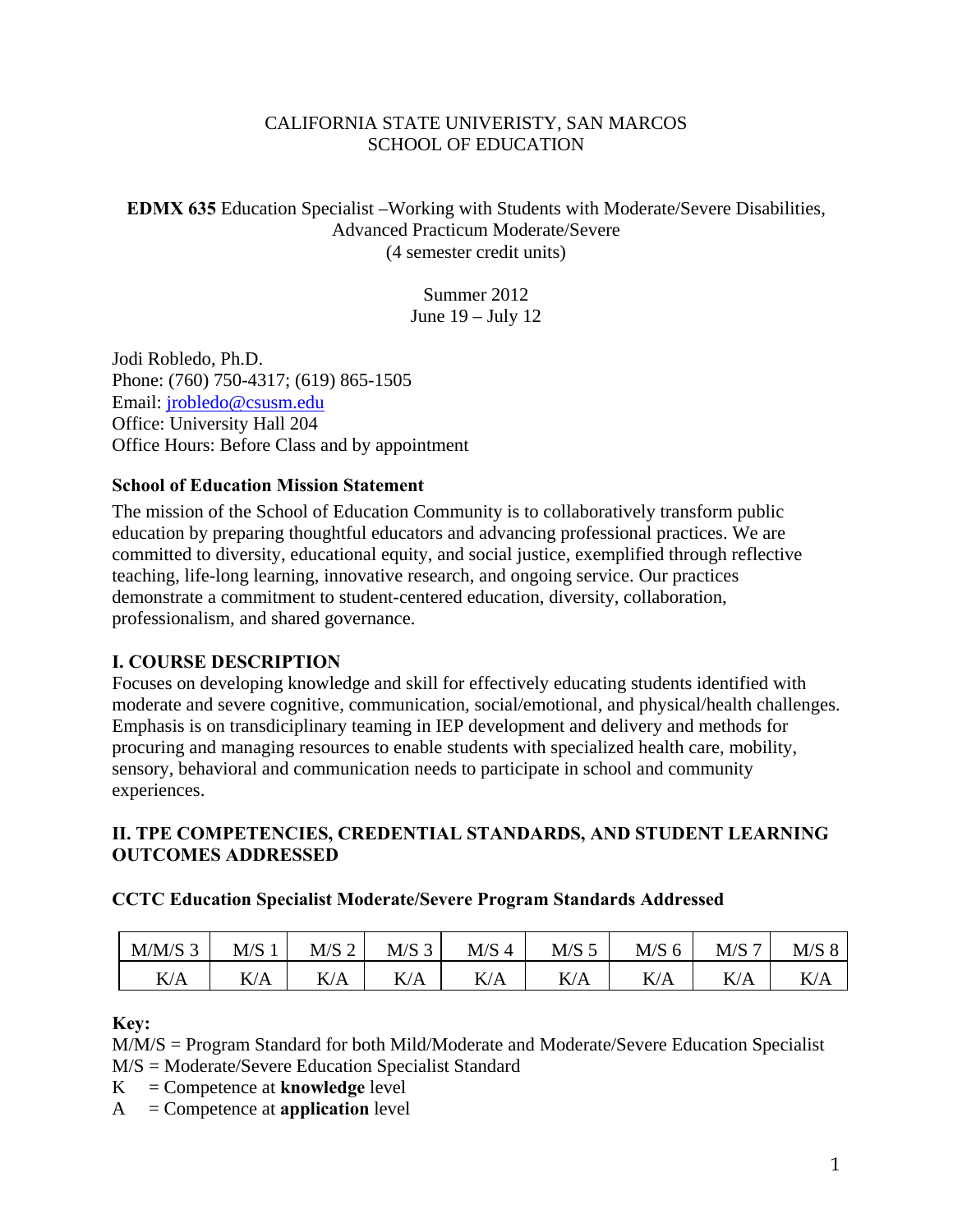CALIFORNIA STATE UNIVERSITY, SAN MARCOS
SCHOOL OF EDUCATION

**EDMX 635** Education Specialist –Working with Students with Moderate/Severe Disabilities, Advanced Practicum Moderate/Severe
(4 semester credit units)

Summer 2012
June 19 – July 12

Jodi Robledo, Ph.D.
Phone: (760) 750-4317; (619) 865-1505
Email: jrobledo@csusm.edu
Office: University Hall 204
Office Hours: Before Class and by appointment

**School of Education Mission Statement**

The mission of the School of Education Community is to collaboratively transform public education by preparing thoughtful educators and advancing professional practices. We are committed to diversity, educational equity, and social justice, exemplified through reflective teaching, life-long learning, innovative research, and ongoing service. Our practices demonstrate a commitment to student-centered education, diversity, collaboration, professionalism, and shared governance.

## I. COURSE DESCRIPTION

Focuses on developing knowledge and skill for effectively educating students identified with moderate and severe cognitive, communication, social/emotional, and physical/health challenges. Emphasis is on transdiciplinary teaming in IEP development and delivery and methods for procuring and managing resources to enable students with specialized health care, mobility, sensory, behavioral and communication needs to participate in school and community experiences.

## II. TPE COMPETENCIES, CREDENTIAL STANDARDS, AND STUDENT LEARNING OUTCOMES ADDRESSED

**CCTC Education Specialist Moderate/Severe Program Standards Addressed**

| M/M/S 3 | M/S 1 | M/S 2 | M/S 3 | M/S 4 | M/S 5 | M/S 6 | M/S 7 | M/S 8 |
|---|---|---|---|---|---|---|---|---|
| K/A | K/A | K/A | K/A | K/A | K/A | K/A | K/A | K/A |

**Key:**
M/M/S = Program Standard for both Mild/Moderate and Moderate/Severe Education Specialist
M/S = Moderate/Severe Education Specialist Standard
K = Competence at **knowledge** level
A = Competence at **application** level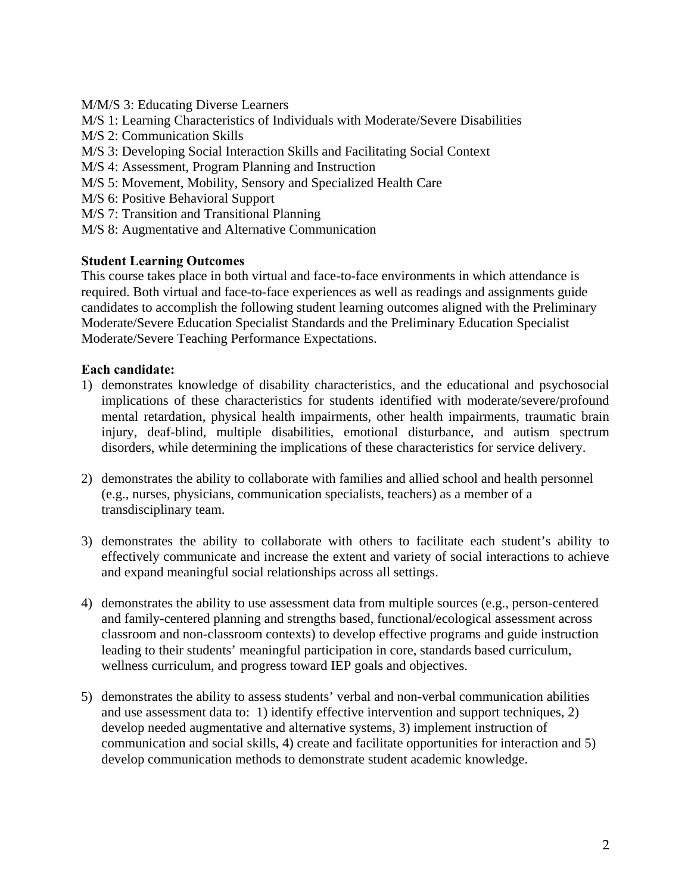M/M/S 3: Educating Diverse Learners
M/S 1: Learning Characteristics of Individuals with Moderate/Severe Disabilities
M/S 2: Communication Skills
M/S 3: Developing Social Interaction Skills and Facilitating Social Context
M/S 4: Assessment, Program Planning and Instruction
M/S 5: Movement, Mobility, Sensory and Specialized Health Care
M/S 6: Positive Behavioral Support
M/S 7: Transition and Transitional Planning
M/S 8: Augmentative and Alternative Communication

**Student Learning Outcomes**

This course takes place in both virtual and face-to-face environments in which attendance is required. Both virtual and face-to-face experiences as well as readings and assignments guide candidates to accomplish the following student learning outcomes aligned with the Preliminary Moderate/Severe Education Specialist Standards and the Preliminary Education Specialist Moderate/Severe Teaching Performance Expectations.

**Each candidate:**

1) demonstrates knowledge of disability characteristics, and the educational and psychosocial implications of these characteristics for students identified with moderate/severe/profound mental retardation, physical health impairments, other health impairments, traumatic brain injury, deaf-blind, multiple disabilities, emotional disturbance, and autism spectrum disorders, while determining the implications of these characteristics for service delivery.

2) demonstrates the ability to collaborate with families and allied school and health personnel (e.g., nurses, physicians, communication specialists, teachers) as a member of a transdisciplinary team.

3) demonstrates the ability to collaborate with others to facilitate each student's ability to effectively communicate and increase the extent and variety of social interactions to achieve and expand meaningful social relationships across all settings.

4) demonstrates the ability to use assessment data from multiple sources (e.g., person-centered and family-centered planning and strengths based, functional/ecological assessment across classroom and non-classroom contexts) to develop effective programs and guide instruction leading to their students' meaningful participation in core, standards based curriculum, wellness curriculum, and progress toward IEP goals and objectives.

5) demonstrates the ability to assess students' verbal and non-verbal communication abilities and use assessment data to: 1) identify effective intervention and support techniques, 2) develop needed augmentative and alternative systems, 3) implement instruction of communication and social skills, 4) create and facilitate opportunities for interaction and 5) develop communication methods to demonstrate student academic knowledge.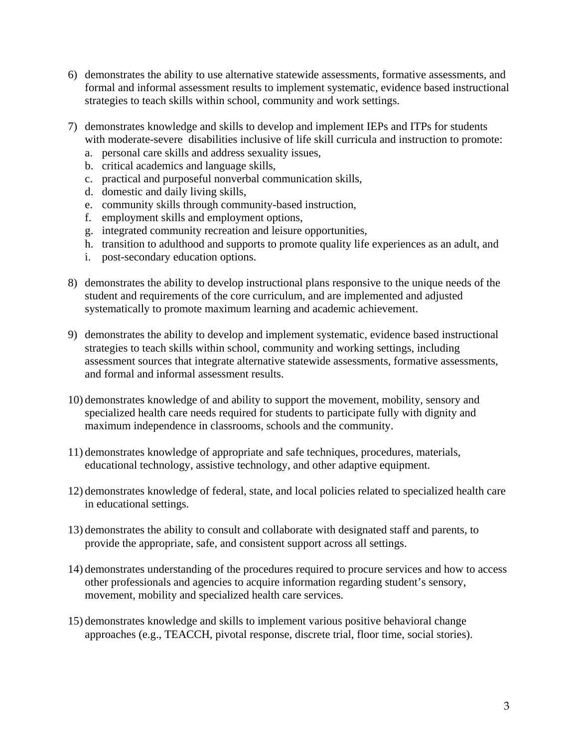6) demonstrates the ability to use alternative statewide assessments, formative assessments, and formal and informal assessment results to implement systematic, evidence based instructional strategies to teach skills within school, community and work settings.

7) demonstrates knowledge and skills to develop and implement IEPs and ITPs for students with moderate-severe disabilities inclusive of life skill curricula and instruction to promote:
   a. personal care skills and address sexuality issues,
   b. critical academics and language skills,
   c. practical and purposeful nonverbal communication skills,
   d. domestic and daily living skills,
   e. community skills through community-based instruction,
   f. employment skills and employment options,
   g. integrated community recreation and leisure opportunities,
   h. transition to adulthood and supports to promote quality life experiences as an adult, and
   i. post-secondary education options.

8) demonstrates the ability to develop instructional plans responsive to the unique needs of the student and requirements of the core curriculum, and are implemented and adjusted systematically to promote maximum learning and academic achievement.

9) demonstrates the ability to develop and implement systematic, evidence based instructional strategies to teach skills within school, community and working settings, including assessment sources that integrate alternative statewide assessments, formative assessments, and formal and informal assessment results.

10) demonstrates knowledge of and ability to support the movement, mobility, sensory and specialized health care needs required for students to participate fully with dignity and maximum independence in classrooms, schools and the community.

11) demonstrates knowledge of appropriate and safe techniques, procedures, materials, educational technology, assistive technology, and other adaptive equipment.

12) demonstrates knowledge of federal, state, and local policies related to specialized health care in educational settings.

13) demonstrates the ability to consult and collaborate with designated staff and parents, to provide the appropriate, safe, and consistent support across all settings.

14) demonstrates understanding of the procedures required to procure services and how to access other professionals and agencies to acquire information regarding student's sensory, movement, mobility and specialized health care services.

15) demonstrates knowledge and skills to implement various positive behavioral change approaches (e.g., TEACCH, pivotal response, discrete trial, floor time, social stories).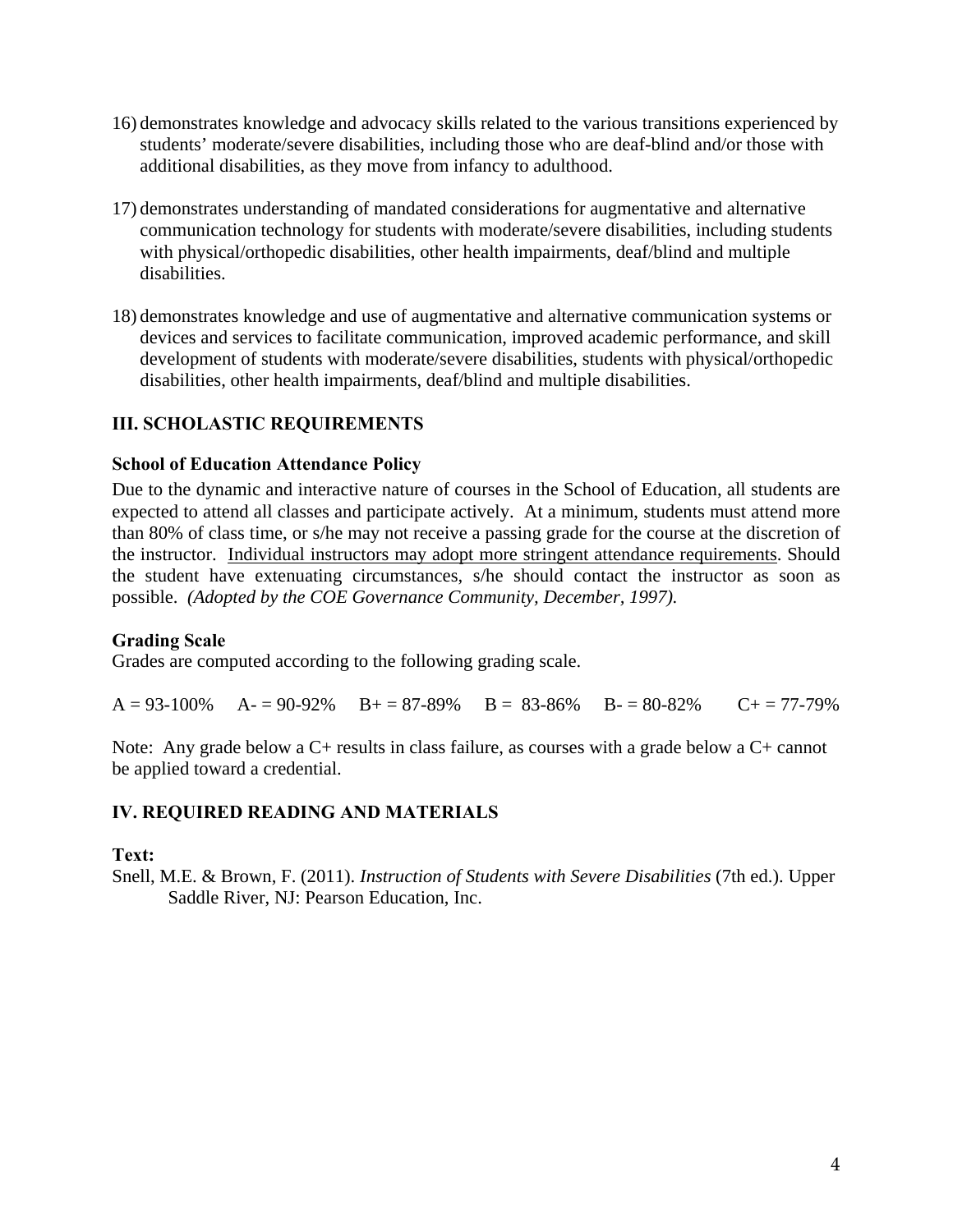16) demonstrates knowledge and advocacy skills related to the various transitions experienced by students' moderate/severe disabilities, including those who are deaf-blind and/or those with additional disabilities, as they move from infancy to adulthood.

17) demonstrates understanding of mandated considerations for augmentative and alternative communication technology for students with moderate/severe disabilities, including students with physical/orthopedic disabilities, other health impairments, deaf/blind and multiple disabilities.

18) demonstrates knowledge and use of augmentative and alternative communication systems or devices and services to facilitate communication, improved academic performance, and skill development of students with moderate/severe disabilities, students with physical/orthopedic disabilities, other health impairments, deaf/blind and multiple disabilities.

## III. SCHOLASTIC REQUIREMENTS

### School of Education Attendance Policy

Due to the dynamic and interactive nature of courses in the School of Education, all students are expected to attend all classes and participate actively. At a minimum, students must attend more than 80% of class time, or s/he may not receive a passing grade for the course at the discretion of the instructor. <u>Individual instructors may adopt more stringent attendance requirements</u>. Should the student have extenuating circumstances, s/he should contact the instructor as soon as possible. *(Adopted by the COE Governance Community, December, 1997).*

### Grading Scale

Grades are computed according to the following grading scale.

A = 93-100%   A- = 90-92%   B+ = 87-89%   B = 83-86%   B- = 80-82%   C+ = 77-79%

Note: Any grade below a C+ results in class failure, as courses with a grade below a C+ cannot be applied toward a credential.

## IV. REQUIRED READING AND MATERIALS

**Text:**

Snell, M.E. & Brown, F. (2011). *Instruction of Students with Severe Disabilities* (7th ed.). Upper Saddle River, NJ: Pearson Education, Inc.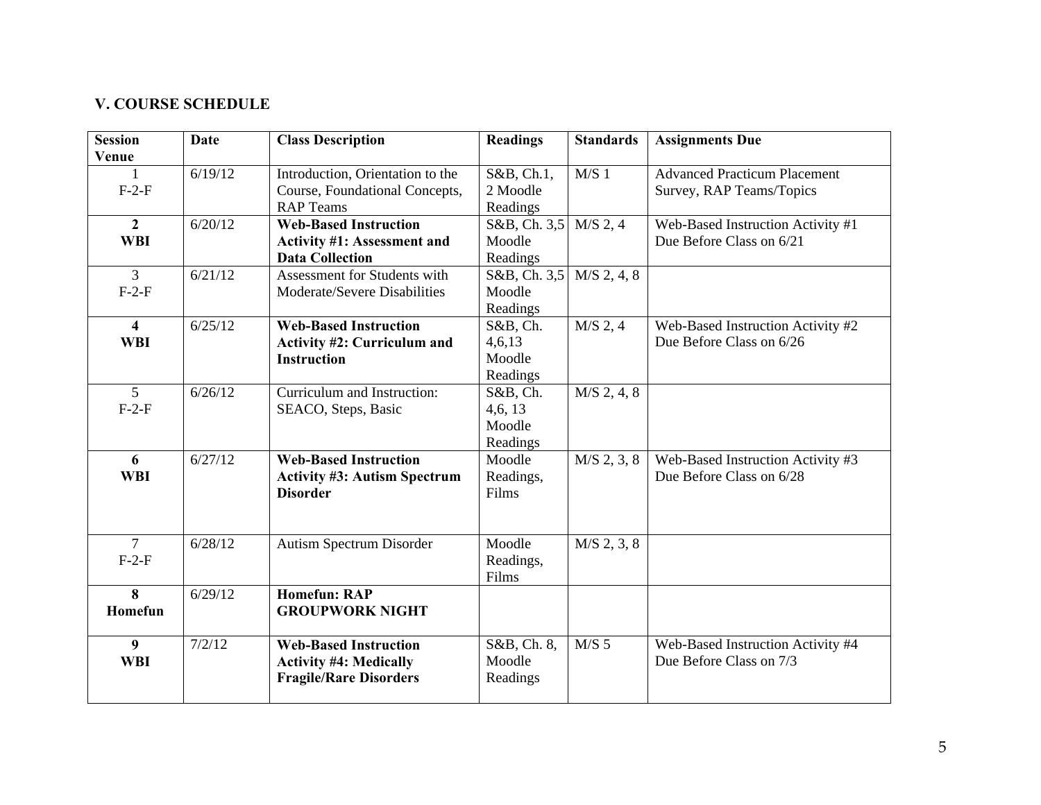## V. COURSE SCHEDULE

| Session Venue | Date | Class Description | Readings | Standards | Assignments Due |
|---|---|---|---|---|---|
| 1 F-2-F | 6/19/12 | Introduction, Orientation to the Course, Foundational Concepts, RAP Teams | S&B, Ch.1, 2 Moodle Readings | M/S 1 | Advanced Practicum Placement Survey, RAP Teams/Topics |
| **2 WBI** | 6/20/12 | **Web-Based Instruction Activity #1: Assessment and Data Collection** | S&B, Ch. 3,5 Moodle Readings | M/S 2, 4 | Web-Based Instruction Activity #1 Due Before Class on 6/21 |
| 3 F-2-F | 6/21/12 | Assessment for Students with Moderate/Severe Disabilities | S&B, Ch. 3,5 Moodle Readings | M/S 2, 4, 8 | |
| **4 WBI** | 6/25/12 | **Web-Based Instruction Activity #2: Curriculum and Instruction** | S&B, Ch. 4,6,13 Moodle Readings | M/S 2, 4 | Web-Based Instruction Activity #2 Due Before Class on 6/26 |
| 5 F-2-F | 6/26/12 | Curriculum and Instruction: SEACO, Steps, Basic | S&B, Ch. 4,6, 13 Moodle Readings | M/S 2, 4, 8 | |
| **6 WBI** | 6/27/12 | **Web-Based Instruction Activity #3: Autism Spectrum Disorder** | Moodle Readings, Films | M/S 2, 3, 8 | Web-Based Instruction Activity #3 Due Before Class on 6/28 |
| 7 F-2-F | 6/28/12 | Autism Spectrum Disorder | Moodle Readings, Films | M/S 2, 3, 8 | |
| **8 Homefun** | 6/29/12 | **Homefun: RAP GROUPWORK NIGHT** | | | |
| **9 WBI** | 7/2/12 | **Web-Based Instruction Activity #4: Medically Fragile/Rare Disorders** | S&B, Ch. 8, Moodle Readings | M/S 5 | Web-Based Instruction Activity #4 Due Before Class on 7/3 |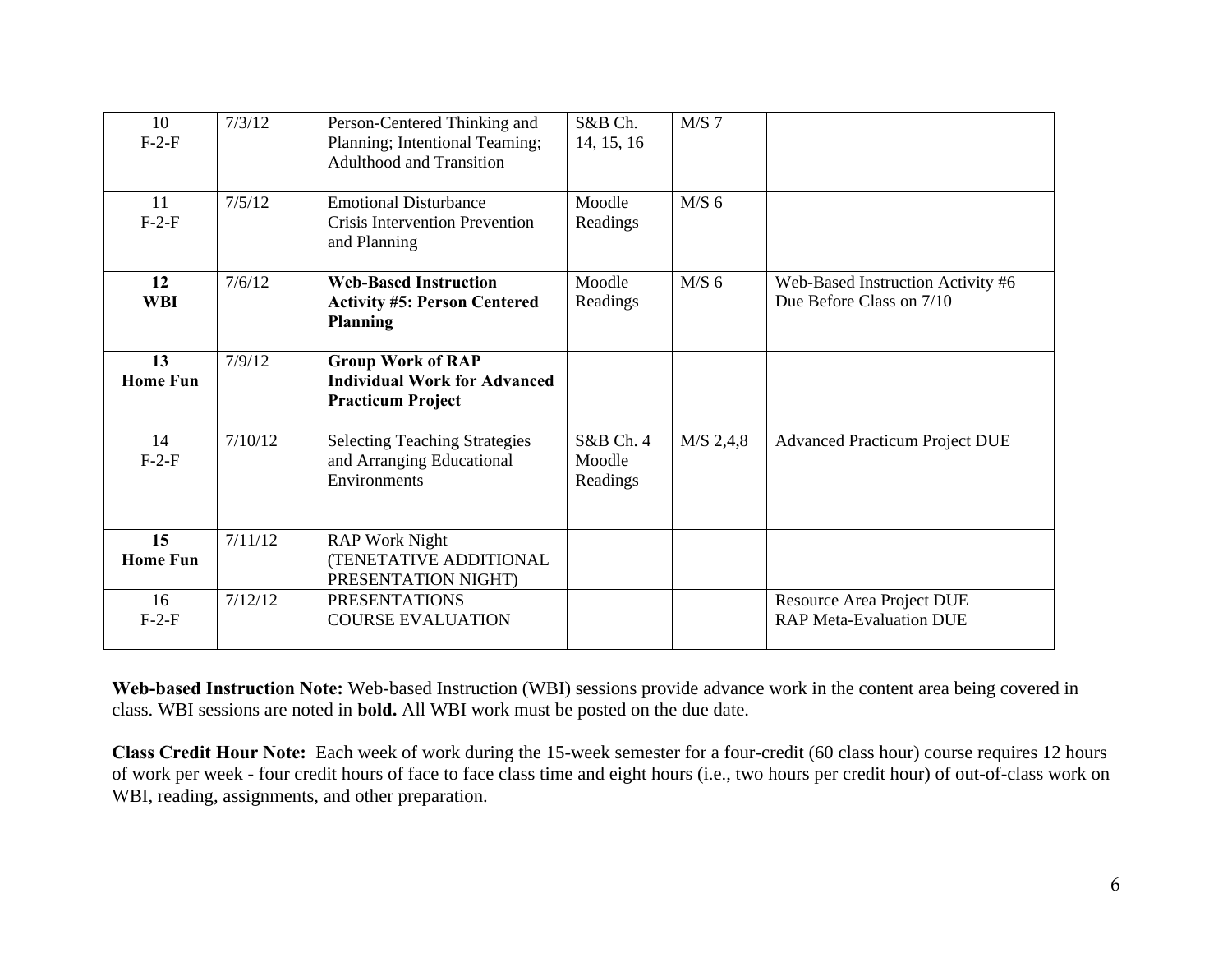| 10 F-2-F | 7/3/12 | Person-Centered Thinking and Planning; Intentional Teaming; Adulthood and Transition | S&B Ch. 14, 15, 16 | M/S 7 | |
|---|---|---|---|---|---|
| 11 F-2-F | 7/5/12 | Emotional Disturbance Crisis Intervention Prevention and Planning | Moodle Readings | M/S 6 | |
| **12 WBI** | 7/6/12 | **Web-Based Instruction Activity #5: Person Centered Planning** | Moodle Readings | M/S 6 | Web-Based Instruction Activity #6 Due Before Class on 7/10 |
| **13 Home Fun** | 7/9/12 | **Group Work of RAP Individual Work for Advanced Practicum Project** | | | |
| 14 F-2-F | 7/10/12 | Selecting Teaching Strategies and Arranging Educational Environments | S&B Ch. 4 Moodle Readings | M/S 2,4,8 | Advanced Practicum Project DUE |
| **15 Home Fun** | 7/11/12 | RAP Work Night (TENETATIVE ADDITIONAL PRESENTATION NIGHT) | | | |
| 16 F-2-F | 7/12/12 | PRESENTATIONS COURSE EVALUATION | | | Resource Area Project DUE RAP Meta-Evaluation DUE |

**Web-based Instruction Note:** Web-based Instruction (WBI) sessions provide advance work in the content area being covered in class. WBI sessions are noted in **bold.** All WBI work must be posted on the due date.

**Class Credit Hour Note:** Each week of work during the 15-week semester for a four-credit (60 class hour) course requires 12 hours of work per week - four credit hours of face to face class time and eight hours (i.e., two hours per credit hour) of out-of-class work on WBI, reading, assignments, and other preparation.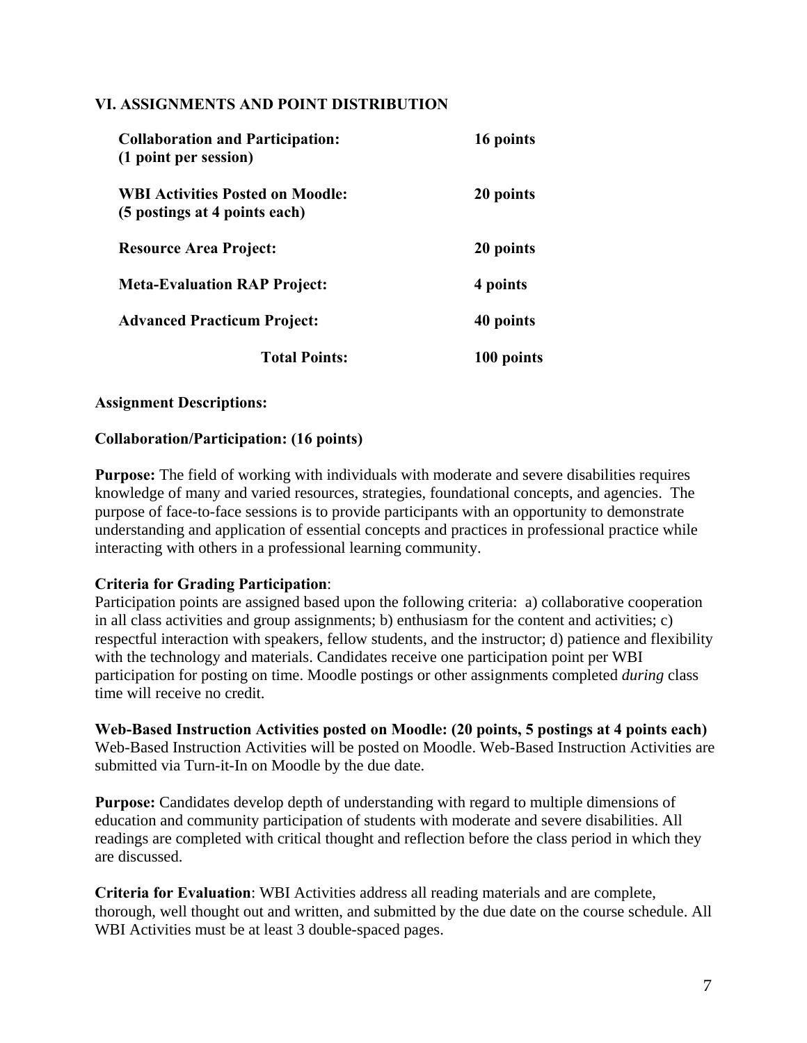## VI. ASSIGNMENTS AND POINT DISTRIBUTION

| | |
|---|---|
| **Collaboration and Participation: (1 point per session)** | **16 points** |
| **WBI Activities Posted on Moodle: (5 postings at 4 points each)** | **20 points** |
| **Resource Area Project:** | **20 points** |
| **Meta-Evaluation RAP Project:** | **4 points** |
| **Advanced Practicum Project:** | **40 points** |
| **Total Points:** | **100 points** |

**Assignment Descriptions:**

**Collaboration/Participation: (16 points)**

**Purpose:** The field of working with individuals with moderate and severe disabilities requires knowledge of many and varied resources, strategies, foundational concepts, and agencies. The purpose of face-to-face sessions is to provide participants with an opportunity to demonstrate understanding and application of essential concepts and practices in professional practice while interacting with others in a professional learning community.

**Criteria for Grading Participation**:
Participation points are assigned based upon the following criteria: a) collaborative cooperation in all class activities and group assignments; b) enthusiasm for the content and activities; c) respectful interaction with speakers, fellow students, and the instructor; d) patience and flexibility with the technology and materials. Candidates receive one participation point per WBI participation for posting on time. Moodle postings or other assignments completed *during* class time will receive no credit.

**Web-Based Instruction Activities posted on Moodle: (20 points, 5 postings at 4 points each)**
Web-Based Instruction Activities will be posted on Moodle. Web-Based Instruction Activities are submitted via Turn-it-In on Moodle by the due date.

**Purpose:** Candidates develop depth of understanding with regard to multiple dimensions of education and community participation of students with moderate and severe disabilities. All readings are completed with critical thought and reflection before the class period in which they are discussed.

**Criteria for Evaluation**: WBI Activities address all reading materials and are complete, thorough, well thought out and written, and submitted by the due date on the course schedule. All WBI Activities must be at least 3 double-spaced pages.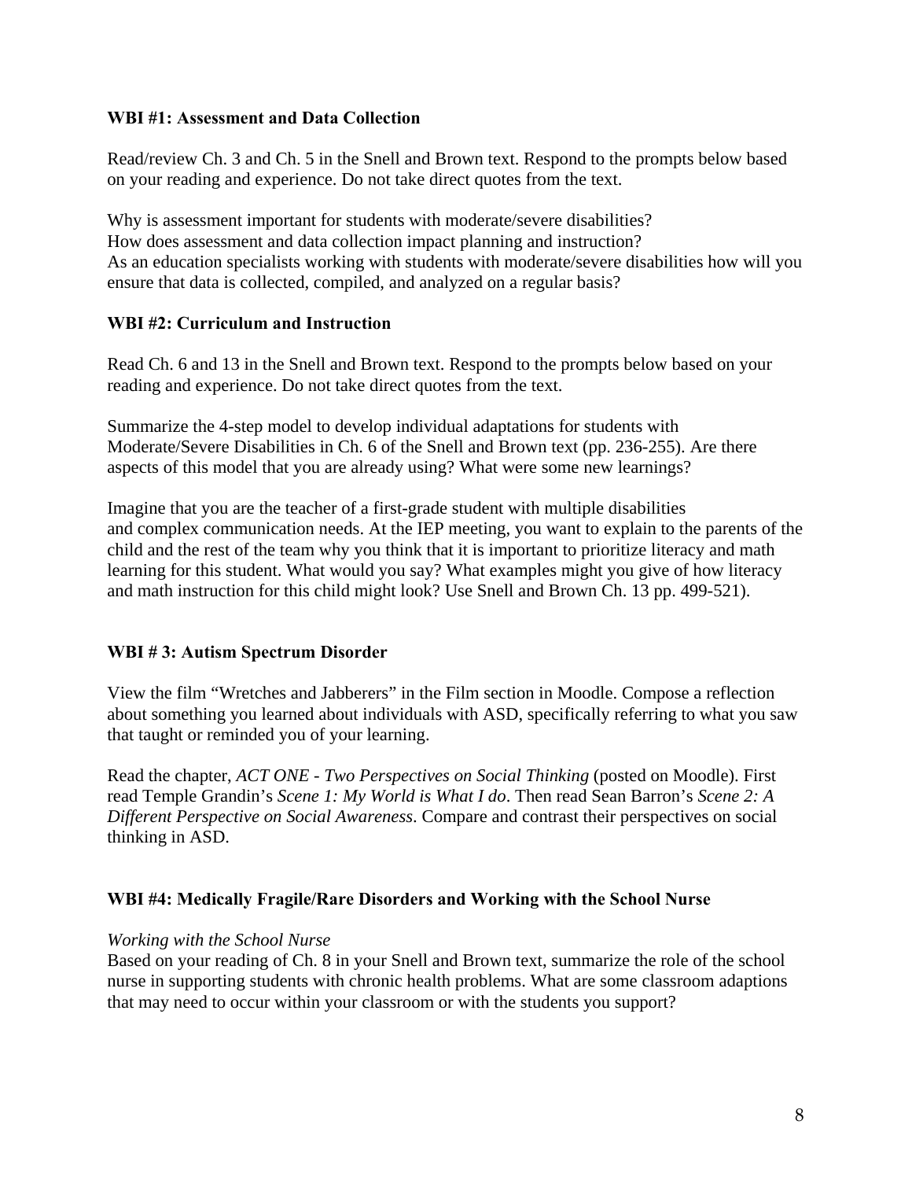**WBI #1: Assessment and Data Collection**

Read/review Ch. 3 and Ch. 5 in the Snell and Brown text. Respond to the prompts below based on your reading and experience. Do not take direct quotes from the text.

Why is assessment important for students with moderate/severe disabilities?
How does assessment and data collection impact planning and instruction?
As an education specialists working with students with moderate/severe disabilities how will you ensure that data is collected, compiled, and analyzed on a regular basis?

**WBI #2: Curriculum and Instruction**

Read Ch. 6 and 13 in the Snell and Brown text. Respond to the prompts below based on your reading and experience. Do not take direct quotes from the text.

Summarize the 4-step model to develop individual adaptations for students with Moderate/Severe Disabilities in Ch. 6 of the Snell and Brown text (pp. 236-255). Are there aspects of this model that you are already using? What were some new learnings?

Imagine that you are the teacher of a first-grade student with multiple disabilities and complex communication needs. At the IEP meeting, you want to explain to the parents of the child and the rest of the team why you think that it is important to prioritize literacy and math learning for this student. What would you say? What examples might you give of how literacy and math instruction for this child might look? Use Snell and Brown Ch. 13 pp. 499-521).

**WBI # 3: Autism Spectrum Disorder**

View the film "Wretches and Jabberers" in the Film section in Moodle. Compose a reflection about something you learned about individuals with ASD, specifically referring to what you saw that taught or reminded you of your learning.

Read the chapter, *ACT ONE - Two Perspectives on Social Thinking* (posted on Moodle). First read Temple Grandin's *Scene 1: My World is What I do*. Then read Sean Barron's *Scene 2: A Different Perspective on Social Awareness*. Compare and contrast their perspectives on social thinking in ASD.

**WBI #4: Medically Fragile/Rare Disorders and Working with the School Nurse**

*Working with the School Nurse*
Based on your reading of Ch. 8 in your Snell and Brown text, summarize the role of the school nurse in supporting students with chronic health problems. What are some classroom adaptions that may need to occur within your classroom or with the students you support?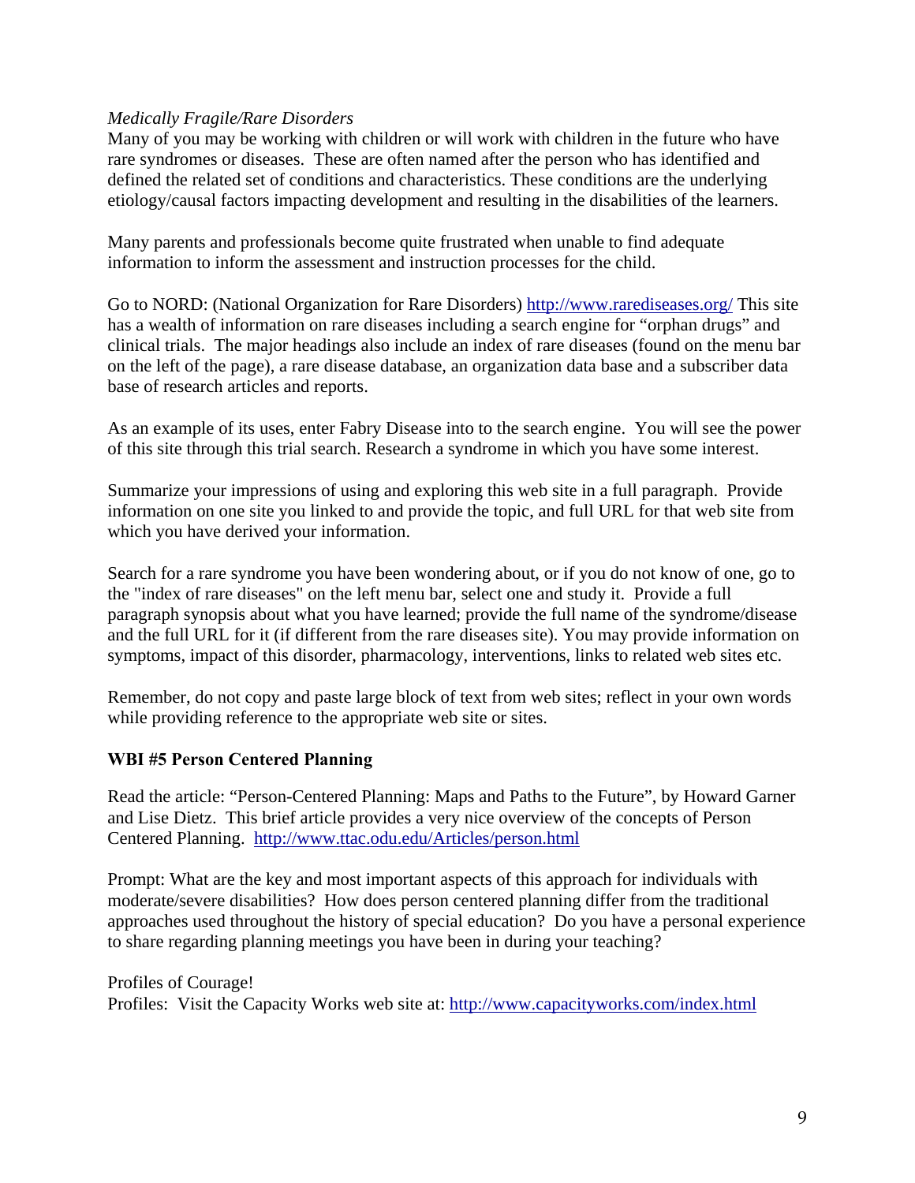*Medically Fragile/Rare Disorders*

Many of you may be working with children or will work with children in the future who have rare syndromes or diseases. These are often named after the person who has identified and defined the related set of conditions and characteristics. These conditions are the underlying etiology/causal factors impacting development and resulting in the disabilities of the learners.

Many parents and professionals become quite frustrated when unable to find adequate information to inform the assessment and instruction processes for the child.

Go to NORD: (National Organization for Rare Disorders) http://www.rarediseases.org/ This site has a wealth of information on rare diseases including a search engine for "orphan drugs" and clinical trials. The major headings also include an index of rare diseases (found on the menu bar on the left of the page), a rare disease database, an organization data base and a subscriber data base of research articles and reports.

As an example of its uses, enter Fabry Disease into to the search engine. You will see the power of this site through this trial search. Research a syndrome in which you have some interest.

Summarize your impressions of using and exploring this web site in a full paragraph. Provide information on one site you linked to and provide the topic, and full URL for that web site from which you have derived your information.

Search for a rare syndrome you have been wondering about, or if you do not know of one, go to the "index of rare diseases" on the left menu bar, select one and study it. Provide a full paragraph synopsis about what you have learned; provide the full name of the syndrome/disease and the full URL for it (if different from the rare diseases site). You may provide information on symptoms, impact of this disorder, pharmacology, interventions, links to related web sites etc.

Remember, do not copy and paste large block of text from web sites; reflect in your own words while providing reference to the appropriate web site or sites.

**WBI #5 Person Centered Planning**

Read the article: "Person-Centered Planning: Maps and Paths to the Future", by Howard Garner and Lise Dietz. This brief article provides a very nice overview of the concepts of Person Centered Planning. http://www.ttac.odu.edu/Articles/person.html

Prompt: What are the key and most important aspects of this approach for individuals with moderate/severe disabilities? How does person centered planning differ from the traditional approaches used throughout the history of special education? Do you have a personal experience to share regarding planning meetings you have been in during your teaching?

Profiles of Courage!

Profiles: Visit the Capacity Works web site at: http://www.capacityworks.com/index.html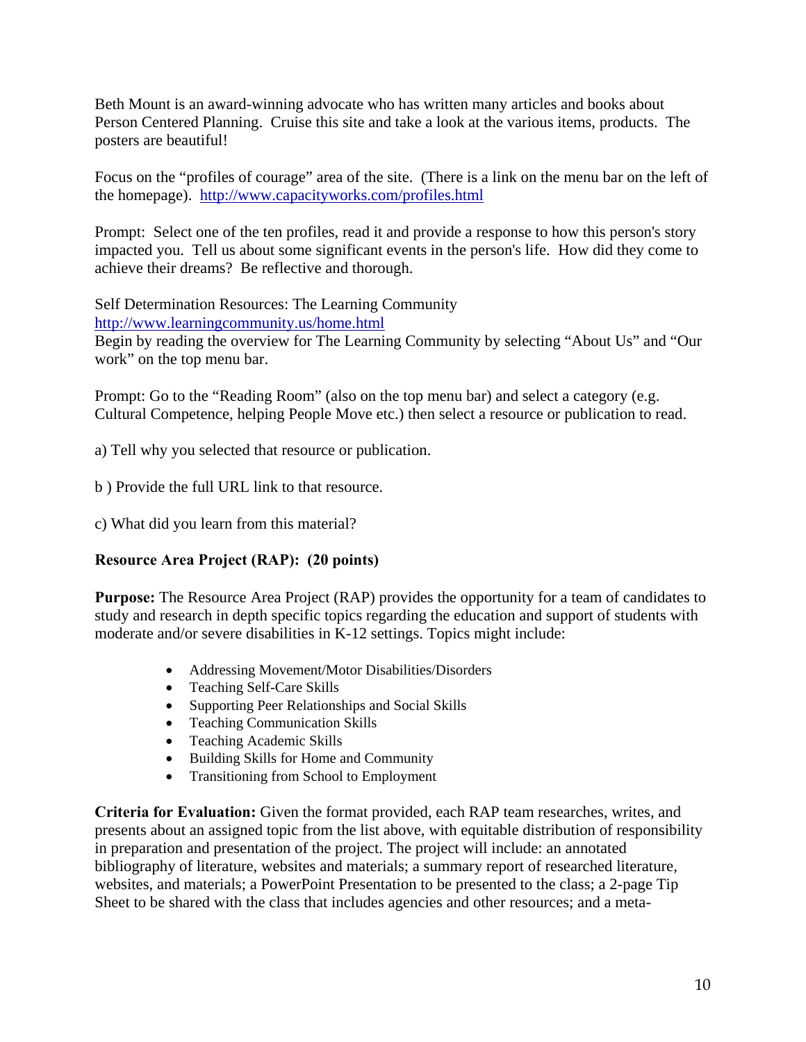Beth Mount is an award-winning advocate who has written many articles and books about Person Centered Planning. Cruise this site and take a look at the various items, products. The posters are beautiful!

Focus on the "profiles of courage" area of the site. (There is a link on the menu bar on the left of the homepage). http://www.capacityworks.com/profiles.html

Prompt: Select one of the ten profiles, read it and provide a response to how this person's story impacted you. Tell us about some significant events in the person's life. How did they come to achieve their dreams? Be reflective and thorough.

Self Determination Resources: The Learning Community
http://www.learningcommunity.us/home.html
Begin by reading the overview for The Learning Community by selecting "About Us" and "Our work" on the top menu bar.

Prompt: Go to the "Reading Room" (also on the top menu bar) and select a category (e.g. Cultural Competence, helping People Move etc.) then select a resource or publication to read.

a) Tell why you selected that resource or publication.

b ) Provide the full URL link to that resource.

c) What did you learn from this material?

**Resource Area Project (RAP): (20 points)**

**Purpose:** The Resource Area Project (RAP) provides the opportunity for a team of candidates to study and research in depth specific topics regarding the education and support of students with moderate and/or severe disabilities in K-12 settings. Topics might include:

- Addressing Movement/Motor Disabilities/Disorders
- Teaching Self-Care Skills
- Supporting Peer Relationships and Social Skills
- Teaching Communication Skills
- Teaching Academic Skills
- Building Skills for Home and Community
- Transitioning from School to Employment

**Criteria for Evaluation:** Given the format provided, each RAP team researches, writes, and presents about an assigned topic from the list above, with equitable distribution of responsibility in preparation and presentation of the project. The project will include: an annotated bibliography of literature, websites and materials; a summary report of researched literature, websites, and materials; a PowerPoint Presentation to be presented to the class; a 2-page Tip Sheet to be shared with the class that includes agencies and other resources; and a meta-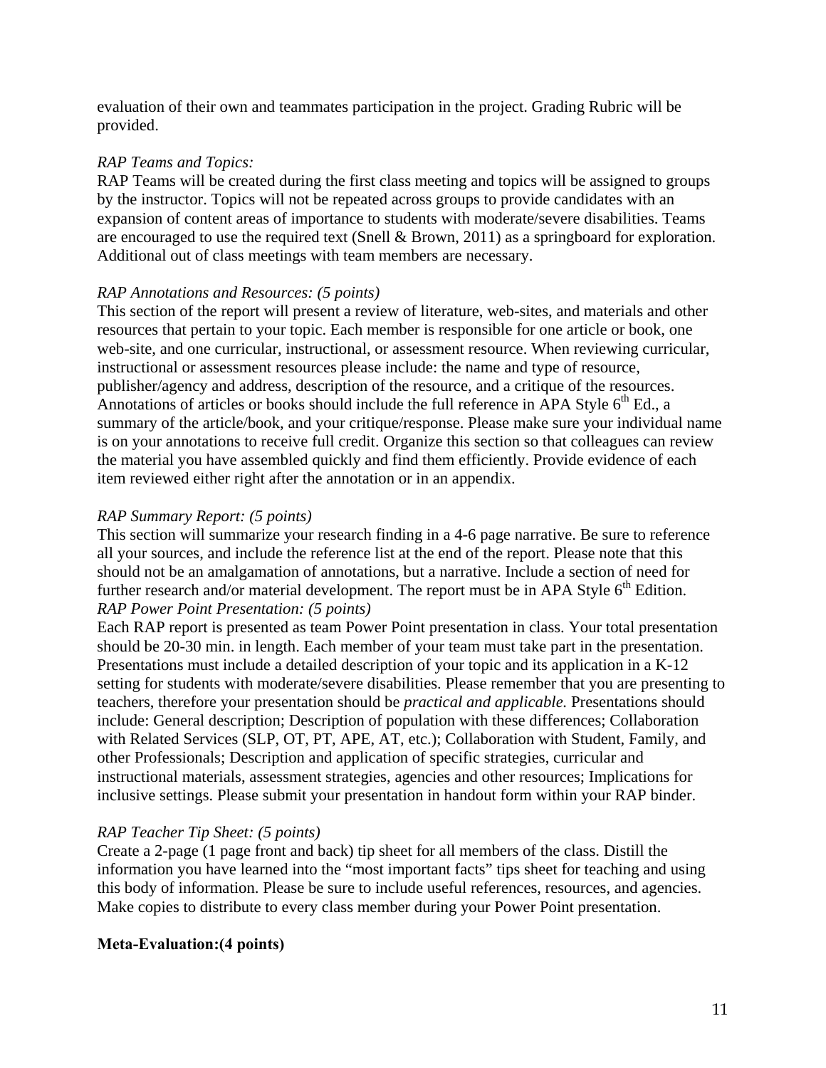evaluation of their own and teammates participation in the project. Grading Rubric will be provided.

*RAP Teams and Topics:*
RAP Teams will be created during the first class meeting and topics will be assigned to groups by the instructor. Topics will not be repeated across groups to provide candidates with an expansion of content areas of importance to students with moderate/severe disabilities. Teams are encouraged to use the required text (Snell & Brown, 2011) as a springboard for exploration. Additional out of class meetings with team members are necessary.

*RAP Annotations and Resources: (5 points)*
This section of the report will present a review of literature, web-sites, and materials and other resources that pertain to your topic. Each member is responsible for one article or book, one web-site, and one curricular, instructional, or assessment resource. When reviewing curricular, instructional or assessment resources please include: the name and type of resource, publisher/agency and address, description of the resource, and a critique of the resources. Annotations of articles or books should include the full reference in APA Style 6th Ed., a summary of the article/book, and your critique/response. Please make sure your individual name is on your annotations to receive full credit. Organize this section so that colleagues can review the material you have assembled quickly and find them efficiently. Provide evidence of each item reviewed either right after the annotation or in an appendix.

*RAP Summary Report: (5 points)*
This section will summarize your research finding in a 4-6 page narrative. Be sure to reference all your sources, and include the reference list at the end of the report. Please note that this should not be an amalgamation of annotations, but a narrative. Include a section of need for further research and/or material development. The report must be in APA Style 6th Edition.

*RAP Power Point Presentation: (5 points)*
Each RAP report is presented as team Power Point presentation in class. Your total presentation should be 20-30 min. in length. Each member of your team must take part in the presentation. Presentations must include a detailed description of your topic and its application in a K-12 setting for students with moderate/severe disabilities. Please remember that you are presenting to teachers, therefore your presentation should be *practical and applicable.* Presentations should include: General description; Description of population with these differences; Collaboration with Related Services (SLP, OT, PT, APE, AT, etc.); Collaboration with Student, Family, and other Professionals; Description and application of specific strategies, curricular and instructional materials, assessment strategies, agencies and other resources; Implications for inclusive settings. Please submit your presentation in handout form within your RAP binder.

*RAP Teacher Tip Sheet: (5 points)*
Create a 2-page (1 page front and back) tip sheet for all members of the class. Distill the information you have learned into the "most important facts" tips sheet for teaching and using this body of information. Please be sure to include useful references, resources, and agencies. Make copies to distribute to every class member during your Power Point presentation.

**Meta-Evaluation:(4 points)**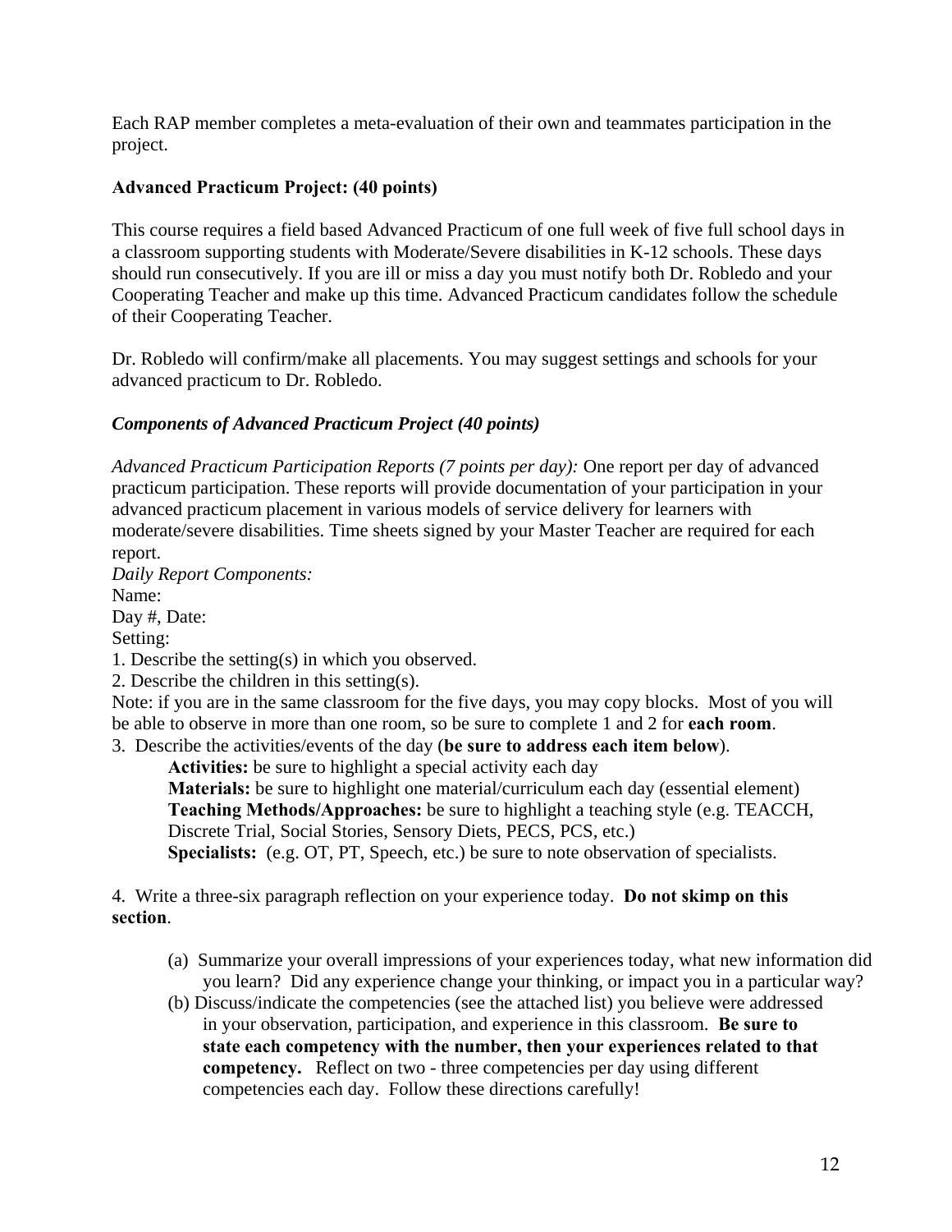Each RAP member completes a meta-evaluation of their own and teammates participation in the project.

**Advanced Practicum Project: (40 points)**

This course requires a field based Advanced Practicum of one full week of five full school days in a classroom supporting students with Moderate/Severe disabilities in K-12 schools. These days should run consecutively. If you are ill or miss a day you must notify both Dr. Robledo and your Cooperating Teacher and make up this time. Advanced Practicum candidates follow the schedule of their Cooperating Teacher.

Dr. Robledo will confirm/make all placements. You may suggest settings and schools for your advanced practicum to Dr. Robledo.

***Components of Advanced Practicum Project (40 points)***

*Advanced Practicum Participation Reports (7 points per day):* One report per day of advanced practicum participation. These reports will provide documentation of your participation in your advanced practicum placement in various models of service delivery for learners with moderate/severe disabilities. Time sheets signed by your Master Teacher are required for each report.

*Daily Report Components:*
Name:
Day #, Date:
Setting:

1. Describe the setting(s) in which you observed.
2. Describe the children in this setting(s).

Note: if you are in the same classroom for the five days, you may copy blocks. Most of you will be able to observe in more than one room, so be sure to complete 1 and 2 for **each room**.

3. Describe the activities/events of the day (**be sure to address each item below**).
   - **Activities:** be sure to highlight a special activity each day
   - **Materials:** be sure to highlight one material/curriculum each day (essential element)
   - **Teaching Methods/Approaches:** be sure to highlight a teaching style (e.g. TEACCH, Discrete Trial, Social Stories, Sensory Diets, PECS, PCS, etc.)
   - **Specialists:** (e.g. OT, PT, Speech, etc.) be sure to note observation of specialists.

4. Write a three-six paragraph reflection on your experience today. **Do not skimp on this section**.

   (a) Summarize your overall impressions of your experiences today, what new information did you learn? Did any experience change your thinking, or impact you in a particular way?

   (b) Discuss/indicate the competencies (see the attached list) you believe were addressed in your observation, participation, and experience in this classroom. **Be sure to state each competency with the number, then your experiences related to that competency.** Reflect on two - three competencies per day using different competencies each day. Follow these directions carefully!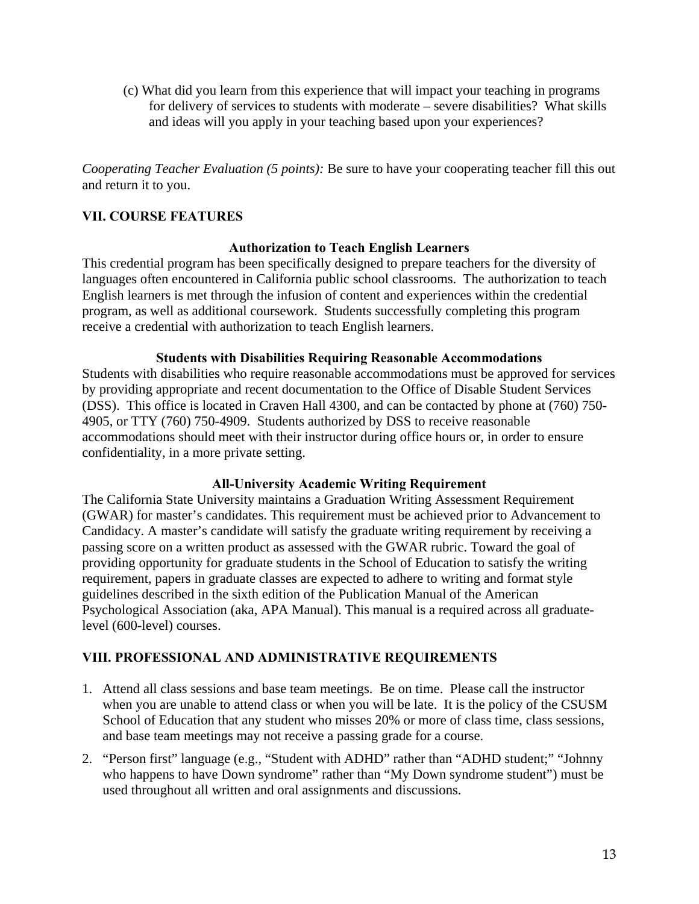(c) What did you learn from this experience that will impact your teaching in programs for delivery of services to students with moderate – severe disabilities? What skills and ideas will you apply in your teaching based upon your experiences?

*Cooperating Teacher Evaluation (5 points):* Be sure to have your cooperating teacher fill this out and return it to you.

## VII. COURSE FEATURES

### Authorization to Teach English Learners

This credential program has been specifically designed to prepare teachers for the diversity of languages often encountered in California public school classrooms. The authorization to teach English learners is met through the infusion of content and experiences within the credential program, as well as additional coursework. Students successfully completing this program receive a credential with authorization to teach English learners.

### Students with Disabilities Requiring Reasonable Accommodations

Students with disabilities who require reasonable accommodations must be approved for services by providing appropriate and recent documentation to the Office of Disable Student Services (DSS). This office is located in Craven Hall 4300, and can be contacted by phone at (760) 750-4905, or TTY (760) 750-4909. Students authorized by DSS to receive reasonable accommodations should meet with their instructor during office hours or, in order to ensure confidentiality, in a more private setting.

### All-University Academic Writing Requirement

The California State University maintains a Graduation Writing Assessment Requirement (GWAR) for master's candidates. This requirement must be achieved prior to Advancement to Candidacy. A master's candidate will satisfy the graduate writing requirement by receiving a passing score on a written product as assessed with the GWAR rubric. Toward the goal of providing opportunity for graduate students in the School of Education to satisfy the writing requirement, papers in graduate classes are expected to adhere to writing and format style guidelines described in the sixth edition of the Publication Manual of the American Psychological Association (aka, APA Manual). This manual is a required across all graduate-level (600-level) courses.

## VIII. PROFESSIONAL AND ADMINISTRATIVE REQUIREMENTS

1. Attend all class sessions and base team meetings. Be on time. Please call the instructor when you are unable to attend class or when you will be late. It is the policy of the CSUSM School of Education that any student who misses 20% or more of class time, class sessions, and base team meetings may not receive a passing grade for a course.
2. "Person first" language (e.g., "Student with ADHD" rather than "ADHD student;" "Johnny who happens to have Down syndrome" rather than "My Down syndrome student") must be used throughout all written and oral assignments and discussions.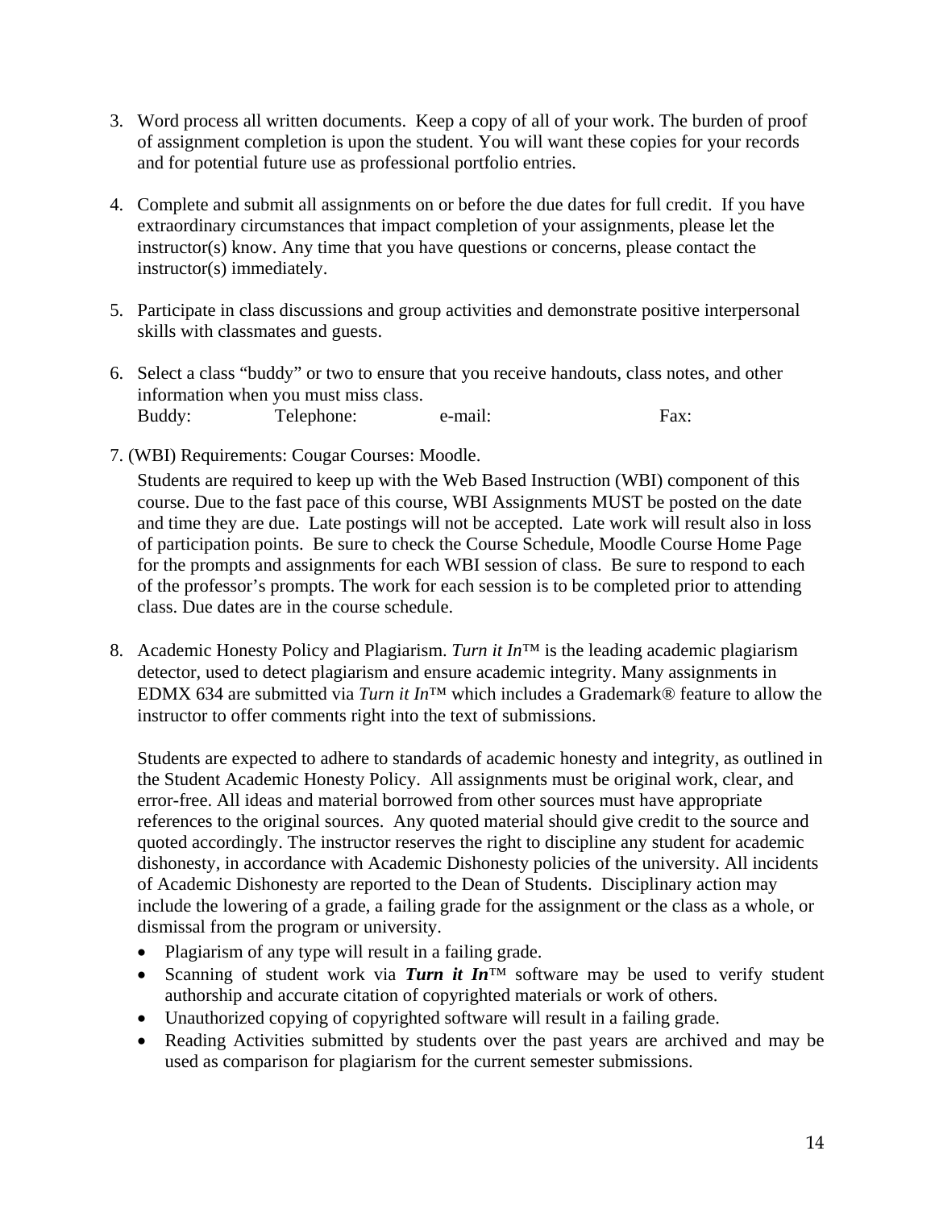3. Word process all written documents. Keep a copy of all of your work. The burden of proof of assignment completion is upon the student. You will want these copies for your records and for potential future use as professional portfolio entries.

4. Complete and submit all assignments on or before the due dates for full credit. If you have extraordinary circumstances that impact completion of your assignments, please let the instructor(s) know. Any time that you have questions or concerns, please contact the instructor(s) immediately.

5. Participate in class discussions and group activities and demonstrate positive interpersonal skills with classmates and guests.

6. Select a class "buddy" or two to ensure that you receive handouts, class notes, and other information when you must miss class.
   Buddy: Telephone: e-mail: Fax:

7. (WBI) Requirements: Cougar Courses: Moodle.
   Students are required to keep up with the Web Based Instruction (WBI) component of this course. Due to the fast pace of this course, WBI Assignments MUST be posted on the date and time they are due. Late postings will not be accepted. Late work will result also in loss of participation points. Be sure to check the Course Schedule, Moodle Course Home Page for the prompts and assignments for each WBI session of class. Be sure to respond to each of the professor's prompts. The work for each session is to be completed prior to attending class. Due dates are in the course schedule.

8. Academic Honesty Policy and Plagiarism. *Turn it In*™ is the leading academic plagiarism detector, used to detect plagiarism and ensure academic integrity. Many assignments in EDMX 634 are submitted via *Turn it In*™ which includes a Grademark® feature to allow the instructor to offer comments right into the text of submissions.

   Students are expected to adhere to standards of academic honesty and integrity, as outlined in the Student Academic Honesty Policy. All assignments must be original work, clear, and error-free. All ideas and material borrowed from other sources must have appropriate references to the original sources. Any quoted material should give credit to the source and quoted accordingly. The instructor reserves the right to discipline any student for academic dishonesty, in accordance with Academic Dishonesty policies of the university. All incidents of Academic Dishonesty are reported to the Dean of Students. Disciplinary action may include the lowering of a grade, a failing grade for the assignment or the class as a whole, or dismissal from the program or university.

   - Plagiarism of any type will result in a failing grade.
   - Scanning of student work via ***Turn it In***™ software may be used to verify student authorship and accurate citation of copyrighted materials or work of others.
   - Unauthorized copying of copyrighted software will result in a failing grade.
   - Reading Activities submitted by students over the past years are archived and may be used as comparison for plagiarism for the current semester submissions.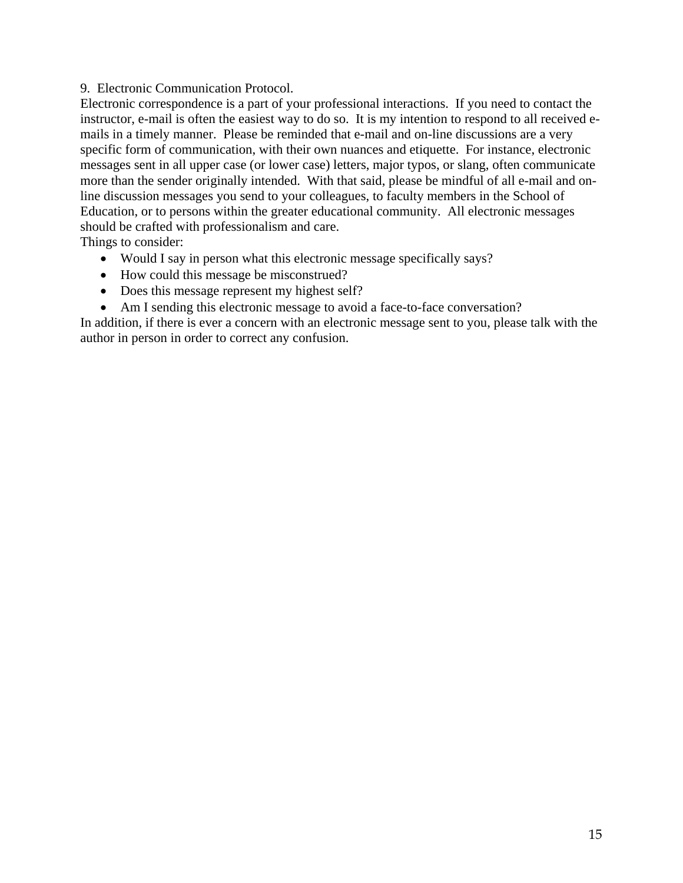9. Electronic Communication Protocol.

Electronic correspondence is a part of your professional interactions. If you need to contact the instructor, e-mail is often the easiest way to do so. It is my intention to respond to all received e-mails in a timely manner. Please be reminded that e-mail and on-line discussions are a very specific form of communication, with their own nuances and etiquette. For instance, electronic messages sent in all upper case (or lower case) letters, major typos, or slang, often communicate more than the sender originally intended. With that said, please be mindful of all e-mail and on-line discussion messages you send to your colleagues, to faculty members in the School of Education, or to persons within the greater educational community. All electronic messages should be crafted with professionalism and care.

Things to consider:

- Would I say in person what this electronic message specifically says?
- How could this message be misconstrued?
- Does this message represent my highest self?
- Am I sending this electronic message to avoid a face-to-face conversation?

In addition, if there is ever a concern with an electronic message sent to you, please talk with the author in person in order to correct any confusion.